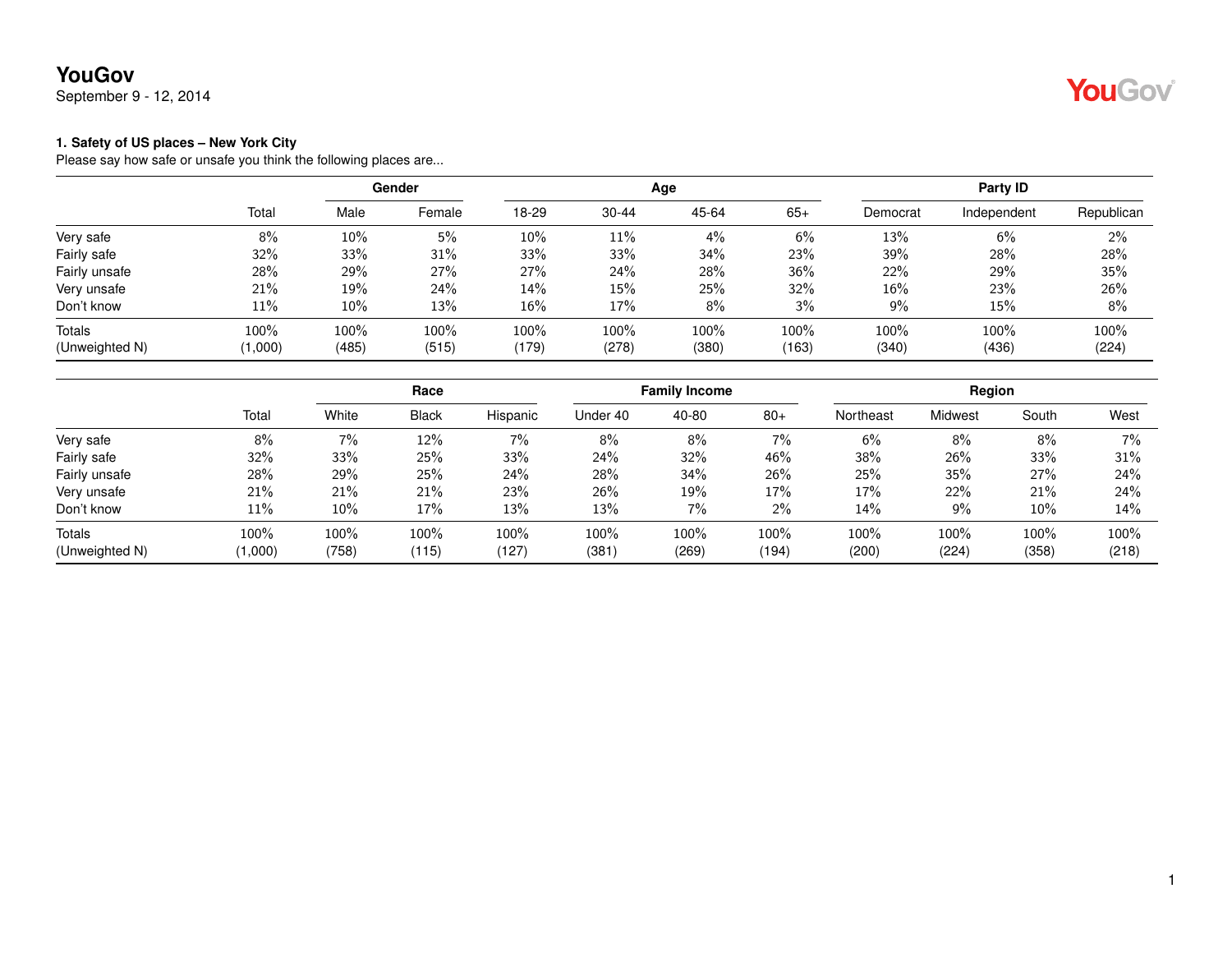# YouGov

September 9 - 12, 2014

### 1. Safety of US places – New York City

Please say how safe or unsafe you think the following places are...

| | | Gender | | Age | | | | Party ID | | |
|---|---|---|---|---|---|---|---|---|---|---|
| | Total | Male | Female | 18-29 | 30-44 | 45-64 | 65+ | Democrat | Independent | Republican |
| Very safe | 8% | 10% | 5% | 10% | 11% | 4% | 6% | 13% | 6% | 2% |
| Fairly safe | 32% | 33% | 31% | 33% | 33% | 34% | 23% | 39% | 28% | 28% |
| Fairly unsafe | 28% | 29% | 27% | 27% | 24% | 28% | 36% | 22% | 29% | 35% |
| Very unsafe | 21% | 19% | 24% | 14% | 15% | 25% | 32% | 16% | 23% | 26% |
| Don't know | 11% | 10% | 13% | 16% | 17% | 8% | 3% | 9% | 15% | 8% |
| Totals | 100% | 100% | 100% | 100% | 100% | 100% | 100% | 100% | 100% | 100% |
| (Unweighted N) | (1,000) | (485) | (515) | (179) | (278) | (380) | (163) | (340) | (436) | (224) |

| | | Race | | | Family Income | | | Region | | | |
|---|---|---|---|---|---|---|---|---|---|---|---|
| | Total | White | Black | Hispanic | Under 40 | 40-80 | 80+ | Northeast | Midwest | South | West |
| Very safe | 8% | 7% | 12% | 7% | 8% | 8% | 7% | 6% | 8% | 8% | 7% |
| Fairly safe | 32% | 33% | 25% | 33% | 24% | 32% | 46% | 38% | 26% | 33% | 31% |
| Fairly unsafe | 28% | 29% | 25% | 24% | 28% | 34% | 26% | 25% | 35% | 27% | 24% |
| Very unsafe | 21% | 21% | 21% | 23% | 26% | 19% | 17% | 17% | 22% | 21% | 24% |
| Don't know | 11% | 10% | 17% | 13% | 13% | 7% | 2% | 14% | 9% | 10% | 14% |
| Totals | 100% | 100% | 100% | 100% | 100% | 100% | 100% | 100% | 100% | 100% | 100% |
| (Unweighted N) | (1,000) | (758) | (115) | (127) | (381) | (269) | (194) | (200) | (224) | (358) | (218) |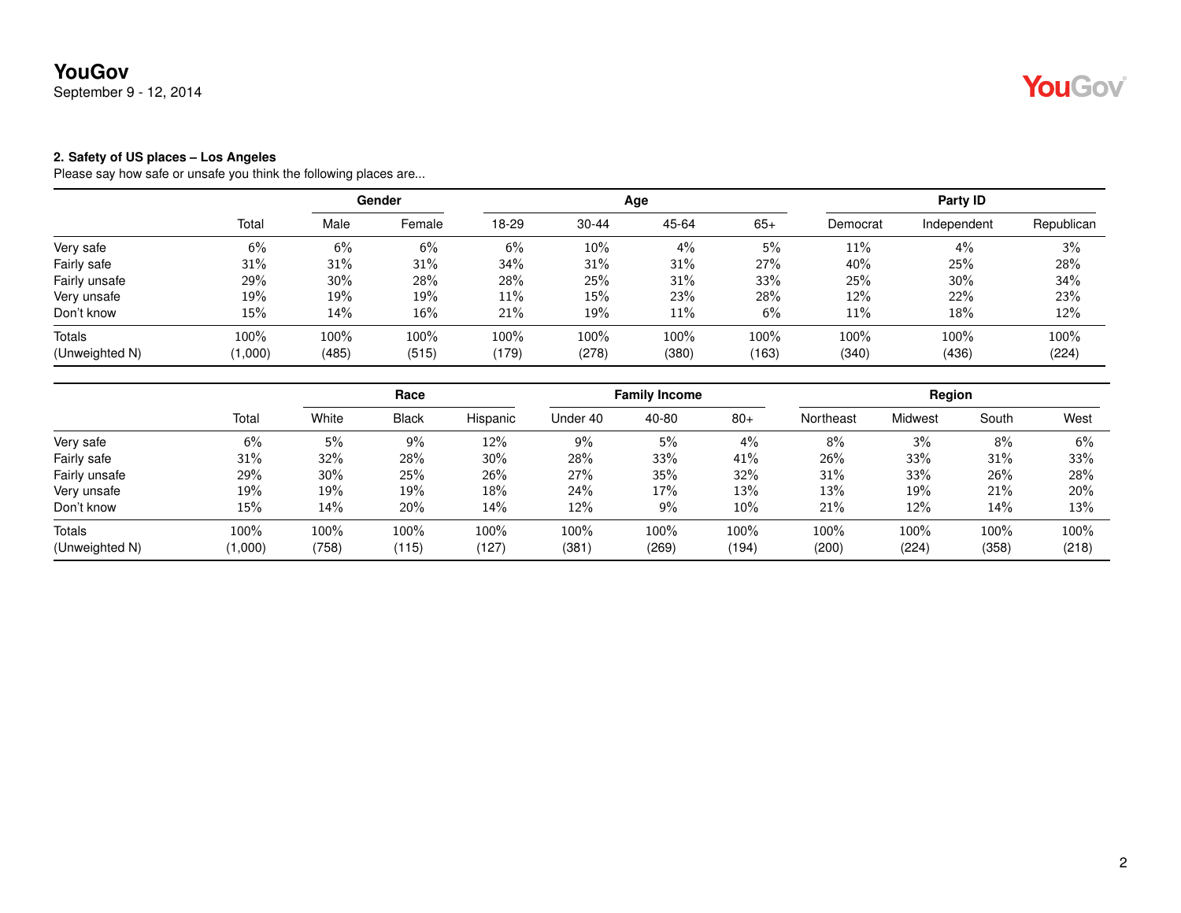**YouGov**
September 9 - 12, 2014

**2. Safety of US places – Los Angeles**
Please say how safe or unsafe you think the following places are...

| | | Gender | | Age | | | | Party ID | | |
|---|---|---|---|---|---|---|---|---|---|---|
| | Total | Male | Female | 18-29 | 30-44 | 45-64 | 65+ | Democrat | Independent | Republican |
| Very safe | 6% | 6% | 6% | 6% | 10% | 4% | 5% | 11% | 4% | 3% |
| Fairly safe | 31% | 31% | 31% | 34% | 31% | 31% | 27% | 40% | 25% | 28% |
| Fairly unsafe | 29% | 30% | 28% | 28% | 25% | 31% | 33% | 25% | 30% | 34% |
| Very unsafe | 19% | 19% | 19% | 11% | 15% | 23% | 28% | 12% | 22% | 23% |
| Don't know | 15% | 14% | 16% | 21% | 19% | 11% | 6% | 11% | 18% | 12% |
| Totals | 100% | 100% | 100% | 100% | 100% | 100% | 100% | 100% | 100% | 100% |
| (Unweighted N) | (1,000) | (485) | (515) | (179) | (278) | (380) | (163) | (340) | (436) | (224) |

| | | Race | | | Family Income | | | Region | | | |
|---|---|---|---|---|---|---|---|---|---|---|---|
| | Total | White | Black | Hispanic | Under 40 | 40-80 | 80+ | Northeast | Midwest | South | West |
| Very safe | 6% | 5% | 9% | 12% | 9% | 5% | 4% | 8% | 3% | 8% | 6% |
| Fairly safe | 31% | 32% | 28% | 30% | 28% | 33% | 41% | 26% | 33% | 31% | 33% |
| Fairly unsafe | 29% | 30% | 25% | 26% | 27% | 35% | 32% | 31% | 33% | 26% | 28% |
| Very unsafe | 19% | 19% | 19% | 18% | 24% | 17% | 13% | 13% | 19% | 21% | 20% |
| Don't know | 15% | 14% | 20% | 14% | 12% | 9% | 10% | 21% | 12% | 14% | 13% |
| Totals | 100% | 100% | 100% | 100% | 100% | 100% | 100% | 100% | 100% | 100% | 100% |
| (Unweighted N) | (1,000) | (758) | (115) | (127) | (381) | (269) | (194) | (200) | (224) | (358) | (218) |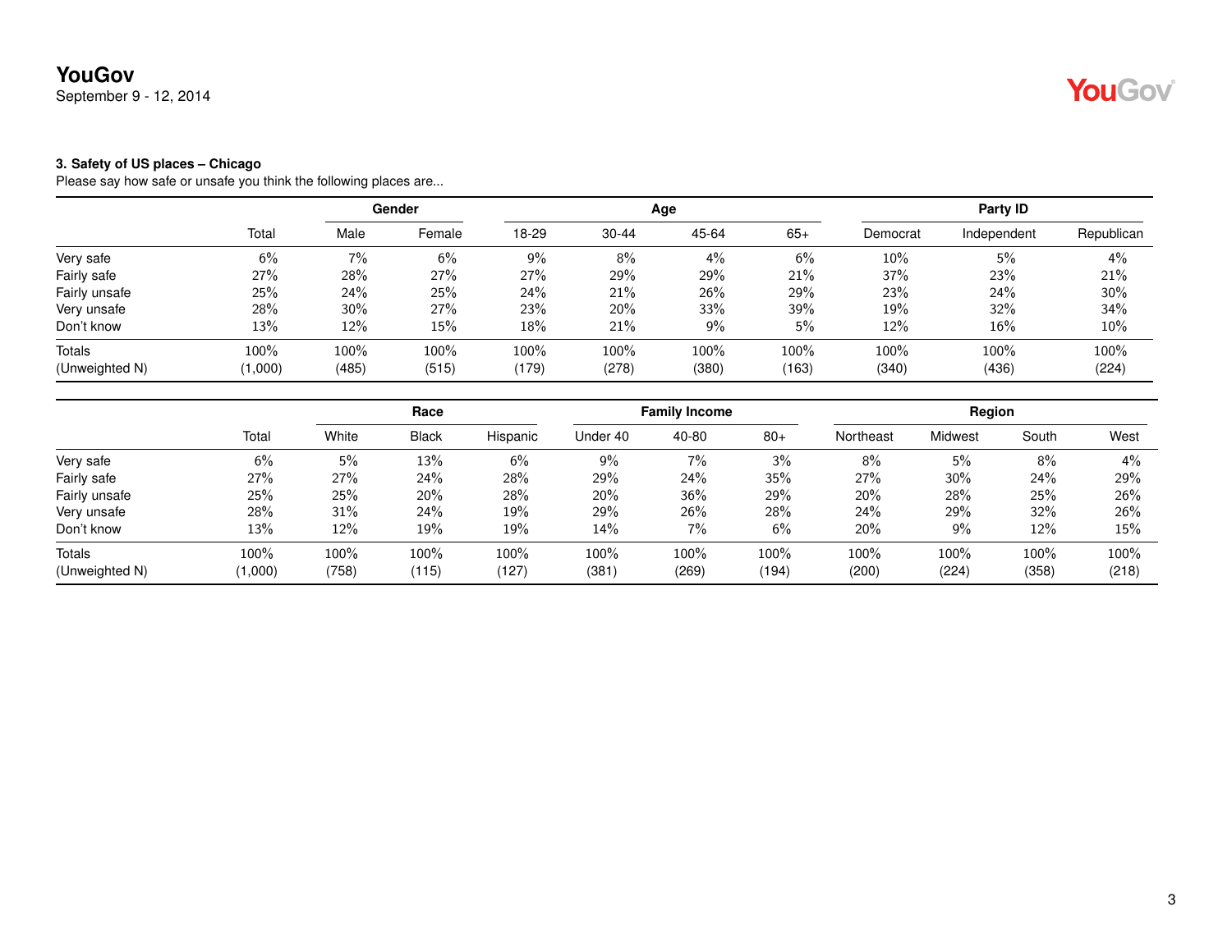**YouGov**
September 9 - 12, 2014

### 3. Safety of US places – Chicago

Please say how safe or unsafe you think the following places are...

| | | Gender | | Age | | | | Party ID | | |
|---|---|---|---|---|---|---|---|---|---|---|
| | Total | Male | Female | 18-29 | 30-44 | 45-64 | 65+ | Democrat | Independent | Republican |
| Very safe | 6% | 7% | 6% | 9% | 8% | 4% | 6% | 10% | 5% | 4% |
| Fairly safe | 27% | 28% | 27% | 27% | 29% | 29% | 21% | 37% | 23% | 21% |
| Fairly unsafe | 25% | 24% | 25% | 24% | 21% | 26% | 29% | 23% | 24% | 30% |
| Very unsafe | 28% | 30% | 27% | 23% | 20% | 33% | 39% | 19% | 32% | 34% |
| Don't know | 13% | 12% | 15% | 18% | 21% | 9% | 5% | 12% | 16% | 10% |
| Totals | 100% | 100% | 100% | 100% | 100% | 100% | 100% | 100% | 100% | 100% |
| (Unweighted N) | (1,000) | (485) | (515) | (179) | (278) | (380) | (163) | (340) | (436) | (224) |

| | | Race | | | Family Income | | | Region | | | |
|---|---|---|---|---|---|---|---|---|---|---|---|
| | Total | White | Black | Hispanic | Under 40 | 40-80 | 80+ | Northeast | Midwest | South | West |
| Very safe | 6% | 5% | 13% | 6% | 9% | 7% | 3% | 8% | 5% | 8% | 4% |
| Fairly safe | 27% | 27% | 24% | 28% | 29% | 24% | 35% | 27% | 30% | 24% | 29% |
| Fairly unsafe | 25% | 25% | 20% | 28% | 20% | 36% | 29% | 20% | 28% | 25% | 26% |
| Very unsafe | 28% | 31% | 24% | 19% | 29% | 26% | 28% | 24% | 29% | 32% | 26% |
| Don't know | 13% | 12% | 19% | 19% | 14% | 7% | 6% | 20% | 9% | 12% | 15% |
| Totals | 100% | 100% | 100% | 100% | 100% | 100% | 100% | 100% | 100% | 100% | 100% |
| (Unweighted N) | (1,000) | (758) | (115) | (127) | (381) | (269) | (194) | (200) | (224) | (358) | (218) |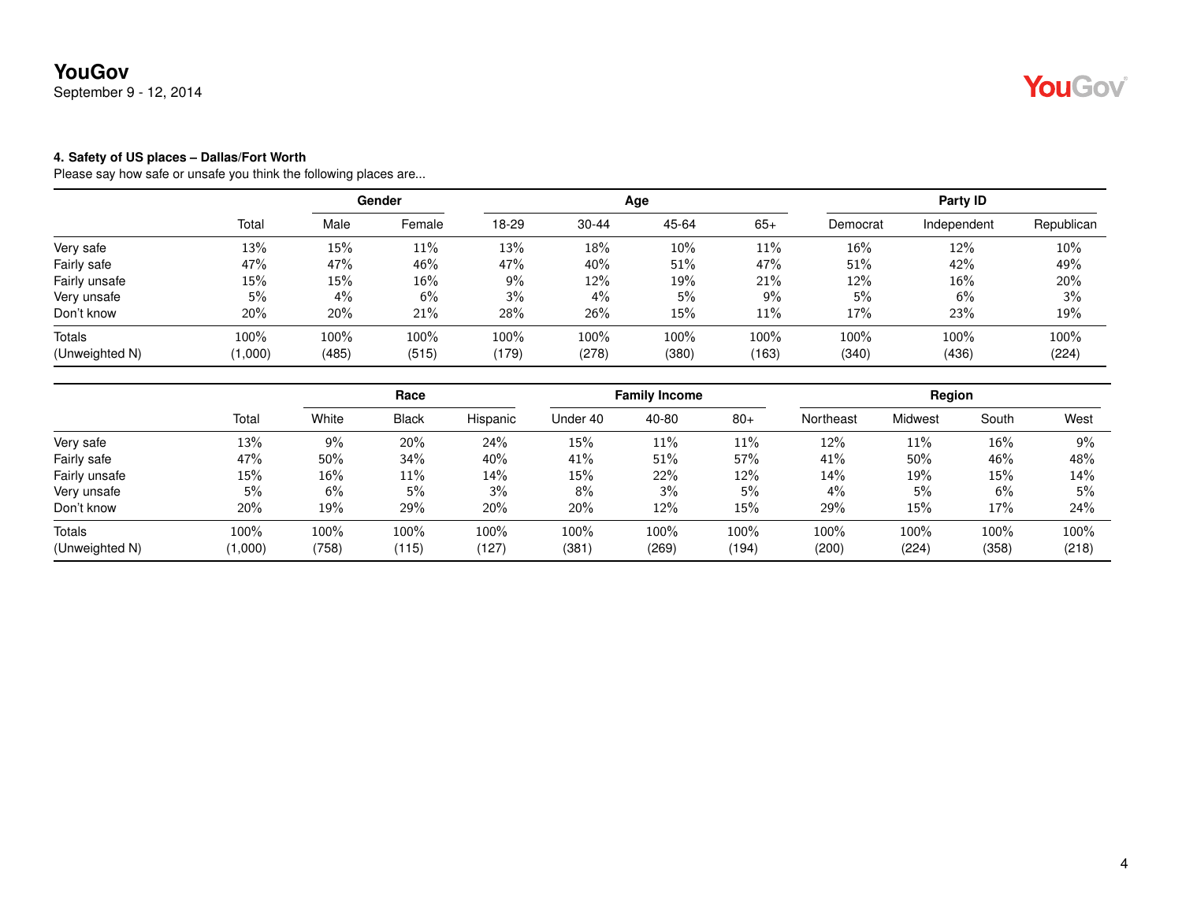**4. Safety of US places – Dallas/Fort Worth**

Please say how safe or unsafe you think the following places are...

| | | Gender | | Age | | | | Party ID | | |
|---|---|---|---|---|---|---|---|---|---|---|
| | Total | Male | Female | 18-29 | 30-44 | 45-64 | 65+ | Democrat | Independent | Republican |
| Very safe | 13% | 15% | 11% | 13% | 18% | 10% | 11% | 16% | 12% | 10% |
| Fairly safe | 47% | 47% | 46% | 47% | 40% | 51% | 47% | 51% | 42% | 49% |
| Fairly unsafe | 15% | 15% | 16% | 9% | 12% | 19% | 21% | 12% | 16% | 20% |
| Very unsafe | 5% | 4% | 6% | 3% | 4% | 5% | 9% | 5% | 6% | 3% |
| Don't know | 20% | 20% | 21% | 28% | 26% | 15% | 11% | 17% | 23% | 19% |
| Totals | 100% | 100% | 100% | 100% | 100% | 100% | 100% | 100% | 100% | 100% |
| (Unweighted N) | (1,000) | (485) | (515) | (179) | (278) | (380) | (163) | (340) | (436) | (224) |

| | | Race | | | Family Income | | | Region | | | |
|---|---|---|---|---|---|---|---|---|---|---|---|
| | Total | White | Black | Hispanic | Under 40 | 40-80 | 80+ | Northeast | Midwest | South | West |
| Very safe | 13% | 9% | 20% | 24% | 15% | 11% | 11% | 12% | 11% | 16% | 9% |
| Fairly safe | 47% | 50% | 34% | 40% | 41% | 51% | 57% | 41% | 50% | 46% | 48% |
| Fairly unsafe | 15% | 16% | 11% | 14% | 15% | 22% | 12% | 14% | 19% | 15% | 14% |
| Very unsafe | 5% | 6% | 5% | 3% | 8% | 3% | 5% | 4% | 5% | 6% | 5% |
| Don't know | 20% | 19% | 29% | 20% | 20% | 12% | 15% | 29% | 15% | 17% | 24% |
| Totals | 100% | 100% | 100% | 100% | 100% | 100% | 100% | 100% | 100% | 100% | 100% |
| (Unweighted N) | (1,000) | (758) | (115) | (127) | (381) | (269) | (194) | (200) | (224) | (358) | (218) |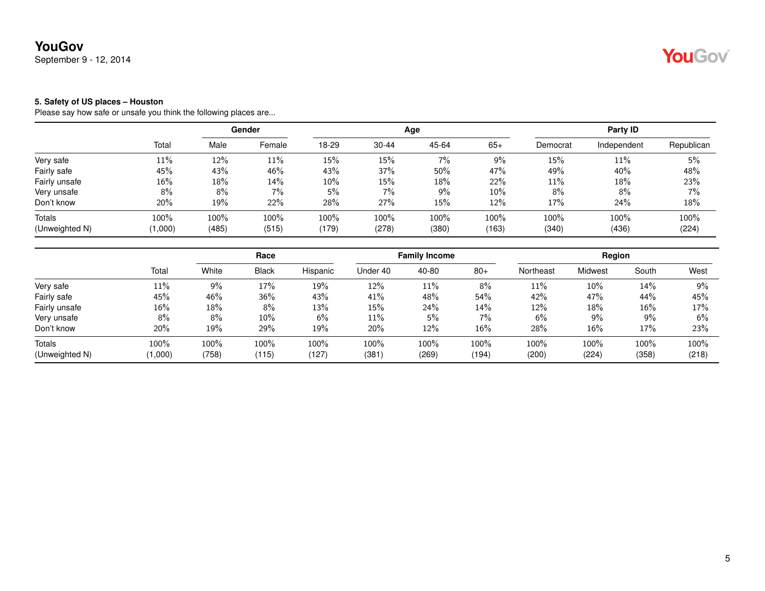**YouGov**
September 9 - 12, 2014

**5. Safety of US places – Houston**
Please say how safe or unsafe you think the following places are...

| | | Gender | | Age | | | | Party ID | | |
|---|---|---|---|---|---|---|---|---|---|---|
| | Total | Male | Female | 18-29 | 30-44 | 45-64 | 65+ | Democrat | Independent | Republican |
| Very safe | 11% | 12% | 11% | 15% | 15% | 7% | 9% | 15% | 11% | 5% |
| Fairly safe | 45% | 43% | 46% | 43% | 37% | 50% | 47% | 49% | 40% | 48% |
| Fairly unsafe | 16% | 18% | 14% | 10% | 15% | 18% | 22% | 11% | 18% | 23% |
| Very unsafe | 8% | 8% | 7% | 5% | 7% | 9% | 10% | 8% | 8% | 7% |
| Don't know | 20% | 19% | 22% | 28% | 27% | 15% | 12% | 17% | 24% | 18% |
| Totals | 100% | 100% | 100% | 100% | 100% | 100% | 100% | 100% | 100% | 100% |
| (Unweighted N) | (1,000) | (485) | (515) | (179) | (278) | (380) | (163) | (340) | (436) | (224) |

| | | Race | | | Family Income | | | Region | | | |
|---|---|---|---|---|---|---|---|---|---|---|---|
| | Total | White | Black | Hispanic | Under 40 | 40-80 | 80+ | Northeast | Midwest | South | West |
| Very safe | 11% | 9% | 17% | 19% | 12% | 11% | 8% | 11% | 10% | 14% | 9% |
| Fairly safe | 45% | 46% | 36% | 43% | 41% | 48% | 54% | 42% | 47% | 44% | 45% |
| Fairly unsafe | 16% | 18% | 8% | 13% | 15% | 24% | 14% | 12% | 18% | 16% | 17% |
| Very unsafe | 8% | 8% | 10% | 6% | 11% | 5% | 7% | 6% | 9% | 9% | 6% |
| Don't know | 20% | 19% | 29% | 19% | 20% | 12% | 16% | 28% | 16% | 17% | 23% |
| Totals | 100% | 100% | 100% | 100% | 100% | 100% | 100% | 100% | 100% | 100% | 100% |
| (Unweighted N) | (1,000) | (758) | (115) | (127) | (381) | (269) | (194) | (200) | (224) | (358) | (218) |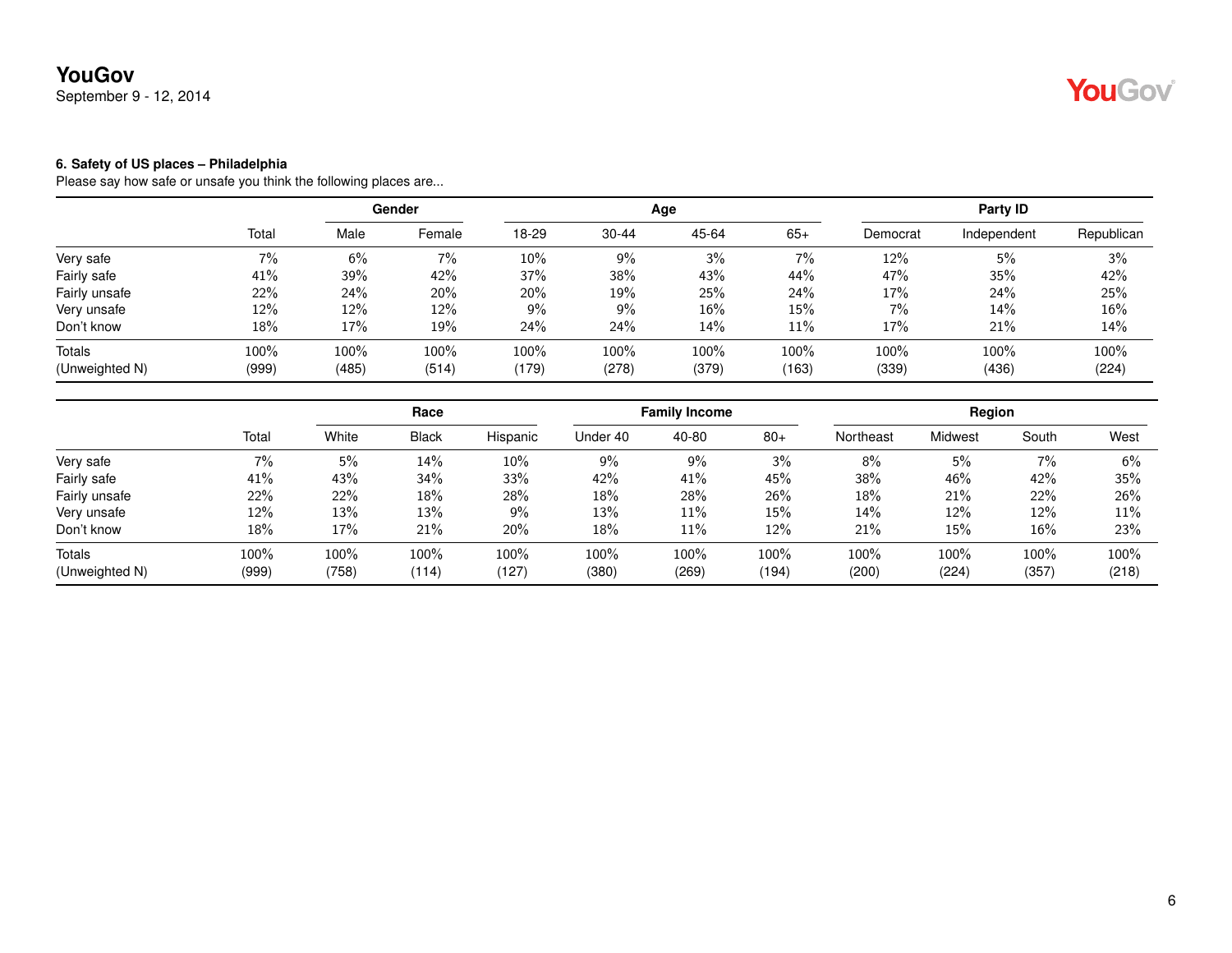YouGov
September 9 - 12, 2014

**6. Safety of US places – Philadelphia**
Please say how safe or unsafe you think the following places are...

| | | Gender | | Age | | | | Party ID | | |
|---|---|---|---|---|---|---|---|---|---|---|
| | Total | Male | Female | 18-29 | 30-44 | 45-64 | 65+ | Democrat | Independent | Republican |
| Very safe | 7% | 6% | 7% | 10% | 9% | 3% | 7% | 12% | 5% | 3% |
| Fairly safe | 41% | 39% | 42% | 37% | 38% | 43% | 44% | 47% | 35% | 42% |
| Fairly unsafe | 22% | 24% | 20% | 20% | 19% | 25% | 24% | 17% | 24% | 25% |
| Very unsafe | 12% | 12% | 12% | 9% | 9% | 16% | 15% | 7% | 14% | 16% |
| Don't know | 18% | 17% | 19% | 24% | 24% | 14% | 11% | 17% | 21% | 14% |
| Totals | 100% | 100% | 100% | 100% | 100% | 100% | 100% | 100% | 100% | 100% |
| (Unweighted N) | (999) | (485) | (514) | (179) | (278) | (379) | (163) | (339) | (436) | (224) |

| | | Race | | | Family Income | | | Region | | | |
|---|---|---|---|---|---|---|---|---|---|---|---|
| | Total | White | Black | Hispanic | Under 40 | 40-80 | 80+ | Northeast | Midwest | South | West |
| Very safe | 7% | 5% | 14% | 10% | 9% | 9% | 3% | 8% | 5% | 7% | 6% |
| Fairly safe | 41% | 43% | 34% | 33% | 42% | 41% | 45% | 38% | 46% | 42% | 35% |
| Fairly unsafe | 22% | 22% | 18% | 28% | 18% | 28% | 26% | 18% | 21% | 22% | 26% |
| Very unsafe | 12% | 13% | 13% | 9% | 13% | 11% | 15% | 14% | 12% | 12% | 11% |
| Don't know | 18% | 17% | 21% | 20% | 18% | 11% | 12% | 21% | 15% | 16% | 23% |
| Totals | 100% | 100% | 100% | 100% | 100% | 100% | 100% | 100% | 100% | 100% | 100% |
| (Unweighted N) | (999) | (758) | (114) | (127) | (380) | (269) | (194) | (200) | (224) | (357) | (218) |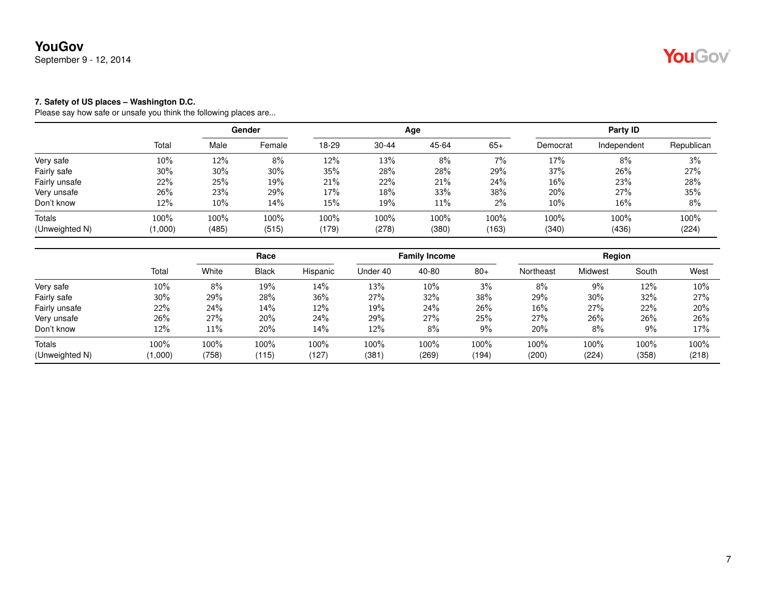**7. Safety of US places – Washington D.C.**

Please say how safe or unsafe you think the following places are...

| | | Gender | | Age | | | | Party ID | | |
|---|---|---|---|---|---|---|---|---|---|---|
| | Total | Male | Female | 18-29 | 30-44 | 45-64 | 65+ | Democrat | Independent | Republican |
| Very safe | 10% | 12% | 8% | 12% | 13% | 8% | 7% | 17% | 8% | 3% |
| Fairly safe | 30% | 30% | 30% | 35% | 28% | 28% | 29% | 37% | 26% | 27% |
| Fairly unsafe | 22% | 25% | 19% | 21% | 22% | 21% | 24% | 16% | 23% | 28% |
| Very unsafe | 26% | 23% | 29% | 17% | 18% | 33% | 38% | 20% | 27% | 35% |
| Don't know | 12% | 10% | 14% | 15% | 19% | 11% | 2% | 10% | 16% | 8% |
| Totals | 100% | 100% | 100% | 100% | 100% | 100% | 100% | 100% | 100% | 100% |
| (Unweighted N) | (1,000) | (485) | (515) | (179) | (278) | (380) | (163) | (340) | (436) | (224) |

| | | Race | | | Family Income | | | Region | | | |
|---|---|---|---|---|---|---|---|---|---|---|---|
| | Total | White | Black | Hispanic | Under 40 | 40-80 | 80+ | Northeast | Midwest | South | West |
| Very safe | 10% | 8% | 19% | 14% | 13% | 10% | 3% | 8% | 9% | 12% | 10% |
| Fairly safe | 30% | 29% | 28% | 36% | 27% | 32% | 38% | 29% | 30% | 32% | 27% |
| Fairly unsafe | 22% | 24% | 14% | 12% | 19% | 24% | 26% | 16% | 27% | 22% | 20% |
| Very unsafe | 26% | 27% | 20% | 24% | 29% | 27% | 25% | 27% | 26% | 26% | 26% |
| Don't know | 12% | 11% | 20% | 14% | 12% | 8% | 9% | 20% | 8% | 9% | 17% |
| Totals | 100% | 100% | 100% | 100% | 100% | 100% | 100% | 100% | 100% | 100% | 100% |
| (Unweighted N) | (1,000) | (758) | (115) | (127) | (381) | (269) | (194) | (200) | (224) | (358) | (218) |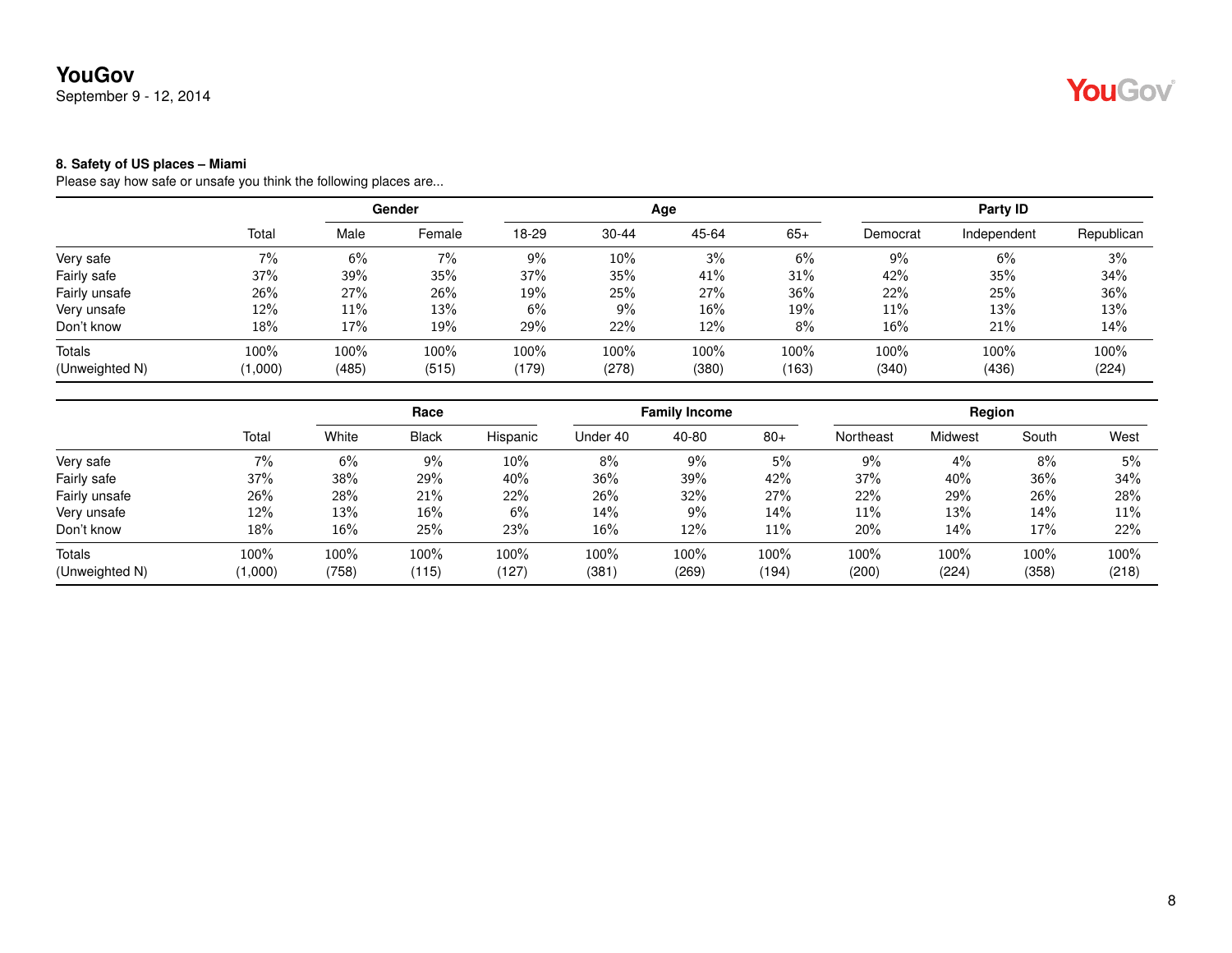**8. Safety of US places – Miami**

Please say how safe or unsafe you think the following places are...

| | Total | Gender | | Age | | | | Party ID | | |
|---|---|---|---|---|---|---|---|---|---|---|
| | | Male | Female | 18-29 | 30-44 | 45-64 | 65+ | Democrat | Independent | Republican |
| Very safe | 7% | 6% | 7% | 9% | 10% | 3% | 6% | 9% | 6% | 3% |
| Fairly safe | 37% | 39% | 35% | 37% | 35% | 41% | 31% | 42% | 35% | 34% |
| Fairly unsafe | 26% | 27% | 26% | 19% | 25% | 27% | 36% | 22% | 25% | 36% |
| Very unsafe | 12% | 11% | 13% | 6% | 9% | 16% | 19% | 11% | 13% | 13% |
| Don't know | 18% | 17% | 19% | 29% | 22% | 12% | 8% | 16% | 21% | 14% |
| Totals | 100% | 100% | 100% | 100% | 100% | 100% | 100% | 100% | 100% | 100% |
| (Unweighted N) | (1,000) | (485) | (515) | (179) | (278) | (380) | (163) | (340) | (436) | (224) |

| | Total | Race | | | Family Income | | | Region | | | |
|---|---|---|---|---|---|---|---|---|---|---|---|
| | | White | Black | Hispanic | Under 40 | 40-80 | 80+ | Northeast | Midwest | South | West |
| Very safe | 7% | 6% | 9% | 10% | 8% | 9% | 5% | 9% | 4% | 8% | 5% |
| Fairly safe | 37% | 38% | 29% | 40% | 36% | 39% | 42% | 37% | 40% | 36% | 34% |
| Fairly unsafe | 26% | 28% | 21% | 22% | 26% | 32% | 27% | 22% | 29% | 26% | 28% |
| Very unsafe | 12% | 13% | 16% | 6% | 14% | 9% | 14% | 11% | 13% | 14% | 11% |
| Don't know | 18% | 16% | 25% | 23% | 16% | 12% | 11% | 20% | 14% | 17% | 22% |
| Totals | 100% | 100% | 100% | 100% | 100% | 100% | 100% | 100% | 100% | 100% | 100% |
| (Unweighted N) | (1,000) | (758) | (115) | (127) | (381) | (269) | (194) | (200) | (224) | (358) | (218) |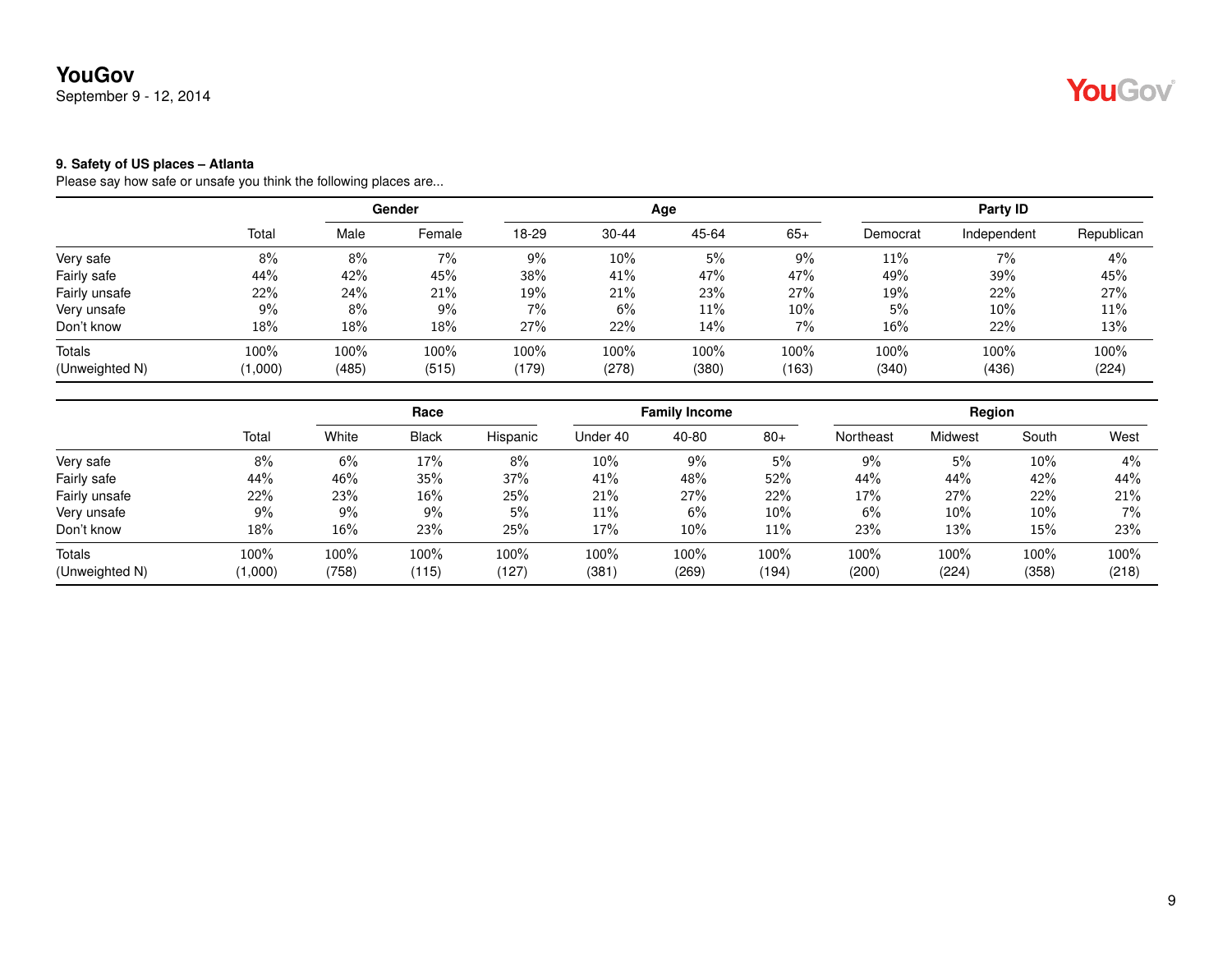**9. Safety of US places – Atlanta**

Please say how safe or unsafe you think the following places are...

| | Total | Gender | | Age | | | | Party ID | | |
|---|---|---|---|---|---|---|---|---|---|---|
| | | Male | Female | 18-29 | 30-44 | 45-64 | 65+ | Democrat | Independent | Republican |
| Very safe | 8% | 8% | 7% | 9% | 10% | 5% | 9% | 11% | 7% | 4% |
| Fairly safe | 44% | 42% | 45% | 38% | 41% | 47% | 47% | 49% | 39% | 45% |
| Fairly unsafe | 22% | 24% | 21% | 19% | 21% | 23% | 27% | 19% | 22% | 27% |
| Very unsafe | 9% | 8% | 9% | 7% | 6% | 11% | 10% | 5% | 10% | 11% |
| Don't know | 18% | 18% | 18% | 27% | 22% | 14% | 7% | 16% | 22% | 13% |
| Totals | 100% | 100% | 100% | 100% | 100% | 100% | 100% | 100% | 100% | 100% |
| (Unweighted N) | (1,000) | (485) | (515) | (179) | (278) | (380) | (163) | (340) | (436) | (224) |

| | Total | Race | | | Family Income | | | Region | | | |
|---|---|---|---|---|---|---|---|---|---|---|---|
| | | White | Black | Hispanic | Under 40 | 40-80 | 80+ | Northeast | Midwest | South | West |
| Very safe | 8% | 6% | 17% | 8% | 10% | 9% | 5% | 9% | 5% | 10% | 4% |
| Fairly safe | 44% | 46% | 35% | 37% | 41% | 48% | 52% | 44% | 44% | 42% | 44% |
| Fairly unsafe | 22% | 23% | 16% | 25% | 21% | 27% | 22% | 17% | 27% | 22% | 21% |
| Very unsafe | 9% | 9% | 9% | 5% | 11% | 6% | 10% | 6% | 10% | 10% | 7% |
| Don't know | 18% | 16% | 23% | 25% | 17% | 10% | 11% | 23% | 13% | 15% | 23% |
| Totals | 100% | 100% | 100% | 100% | 100% | 100% | 100% | 100% | 100% | 100% | 100% |
| (Unweighted N) | (1,000) | (758) | (115) | (127) | (381) | (269) | (194) | (200) | (224) | (358) | (218) |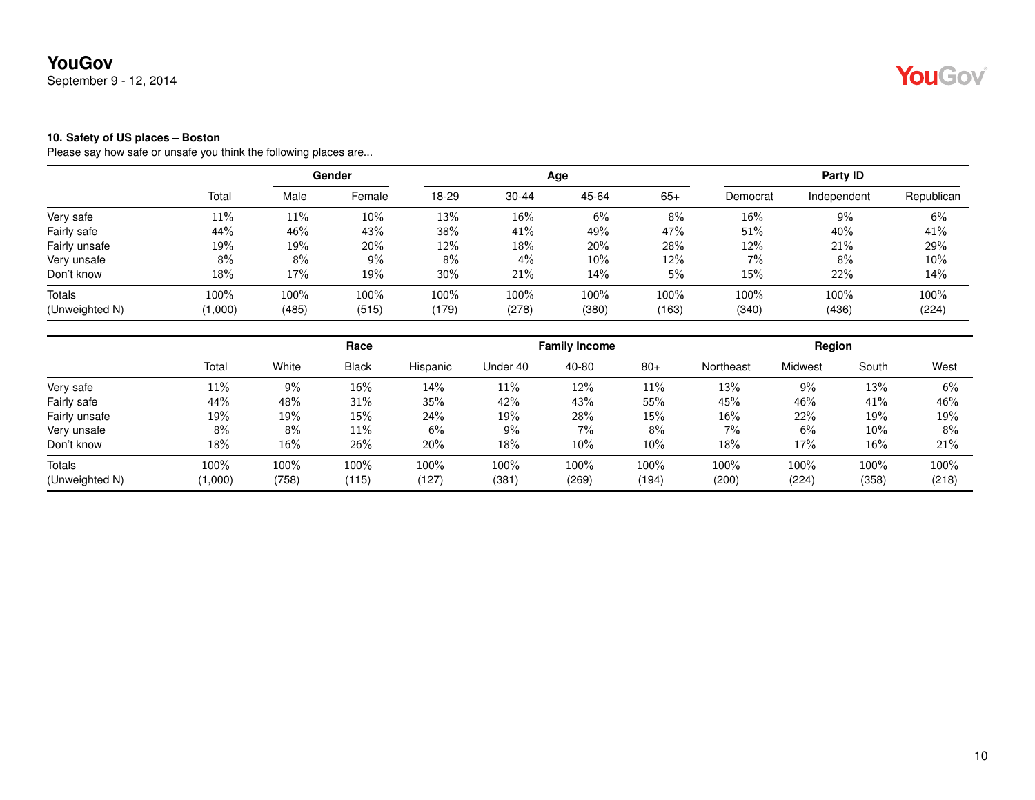**10. Safety of US places – Boston**

Please say how safe or unsafe you think the following places are...

| | Total | Gender | | Age | | | | Party ID | | |
|---|---|---|---|---|---|---|---|---|---|---|
| | | Male | Female | 18-29 | 30-44 | 45-64 | 65+ | Democrat | Independent | Republican |
| Very safe | 11% | 11% | 10% | 13% | 16% | 6% | 8% | 16% | 9% | 6% |
| Fairly safe | 44% | 46% | 43% | 38% | 41% | 49% | 47% | 51% | 40% | 41% |
| Fairly unsafe | 19% | 19% | 20% | 12% | 18% | 20% | 28% | 12% | 21% | 29% |
| Very unsafe | 8% | 8% | 9% | 8% | 4% | 10% | 12% | 7% | 8% | 10% |
| Don't know | 18% | 17% | 19% | 30% | 21% | 14% | 5% | 15% | 22% | 14% |
| Totals | 100% | 100% | 100% | 100% | 100% | 100% | 100% | 100% | 100% | 100% |
| (Unweighted N) | (1,000) | (485) | (515) | (179) | (278) | (380) | (163) | (340) | (436) | (224) |

| | Total | Race | | | Family Income | | | Region | | | |
|---|---|---|---|---|---|---|---|---|---|---|---|
| | | White | Black | Hispanic | Under 40 | 40-80 | 80+ | Northeast | Midwest | South | West |
| Very safe | 11% | 9% | 16% | 14% | 11% | 12% | 11% | 13% | 9% | 13% | 6% |
| Fairly safe | 44% | 48% | 31% | 35% | 42% | 43% | 55% | 45% | 46% | 41% | 46% |
| Fairly unsafe | 19% | 19% | 15% | 24% | 19% | 28% | 15% | 16% | 22% | 19% | 19% |
| Very unsafe | 8% | 8% | 11% | 6% | 9% | 7% | 8% | 7% | 6% | 10% | 8% |
| Don't know | 18% | 16% | 26% | 20% | 18% | 10% | 10% | 18% | 17% | 16% | 21% |
| Totals | 100% | 100% | 100% | 100% | 100% | 100% | 100% | 100% | 100% | 100% | 100% |
| (Unweighted N) | (1,000) | (758) | (115) | (127) | (381) | (269) | (194) | (200) | (224) | (358) | (218) |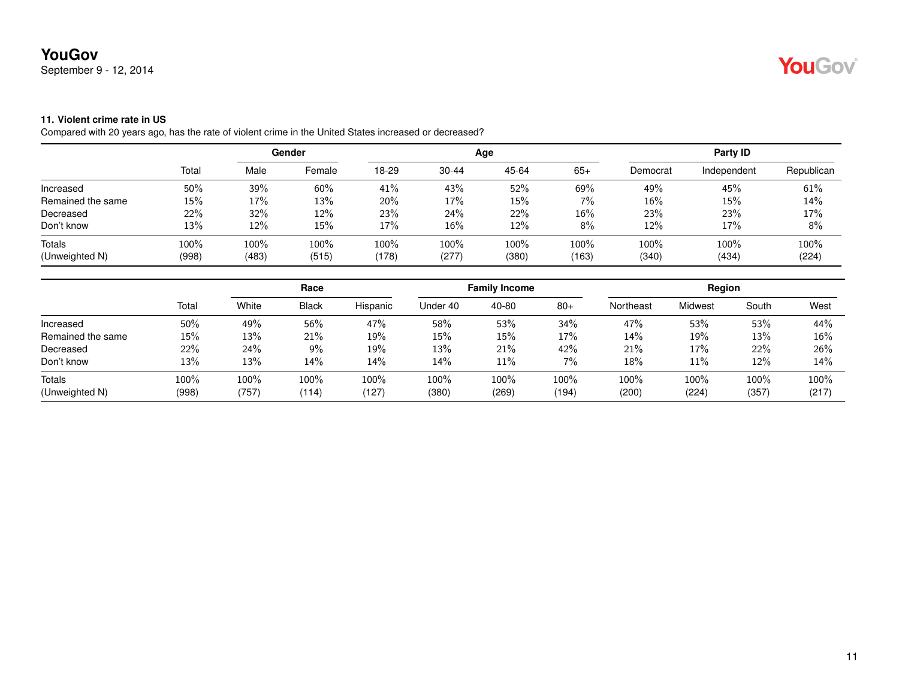**11. Violent crime rate in US**

Compared with 20 years ago, has the rate of violent crime in the United States increased or decreased?

| | | Gender | | Age | | | | Party ID | | |
|---|---|---|---|---|---|---|---|---|---|---|
| | Total | Male | Female | 18-29 | 30-44 | 45-64 | 65+ | Democrat | Independent | Republican |
| Increased | 50% | 39% | 60% | 41% | 43% | 52% | 69% | 49% | 45% | 61% |
| Remained the same | 15% | 17% | 13% | 20% | 17% | 15% | 7% | 16% | 15% | 14% |
| Decreased | 22% | 32% | 12% | 23% | 24% | 22% | 16% | 23% | 23% | 17% |
| Don't know | 13% | 12% | 15% | 17% | 16% | 12% | 8% | 12% | 17% | 8% |
| Totals | 100% | 100% | 100% | 100% | 100% | 100% | 100% | 100% | 100% | 100% |
| (Unweighted N) | (998) | (483) | (515) | (178) | (277) | (380) | (163) | (340) | (434) | (224) |

| | | Race | | | Family Income | | | Region | | | |
|---|---|---|---|---|---|---|---|---|---|---|---|
| | Total | White | Black | Hispanic | Under 40 | 40-80 | 80+ | Northeast | Midwest | South | West |
| Increased | 50% | 49% | 56% | 47% | 58% | 53% | 34% | 47% | 53% | 53% | 44% |
| Remained the same | 15% | 13% | 21% | 19% | 15% | 15% | 17% | 14% | 19% | 13% | 16% |
| Decreased | 22% | 24% | 9% | 19% | 13% | 21% | 42% | 21% | 17% | 22% | 26% |
| Don't know | 13% | 13% | 14% | 14% | 14% | 11% | 7% | 18% | 11% | 12% | 14% |
| Totals | 100% | 100% | 100% | 100% | 100% | 100% | 100% | 100% | 100% | 100% | 100% |
| (Unweighted N) | (998) | (757) | (114) | (127) | (380) | (269) | (194) | (200) | (224) | (357) | (217) |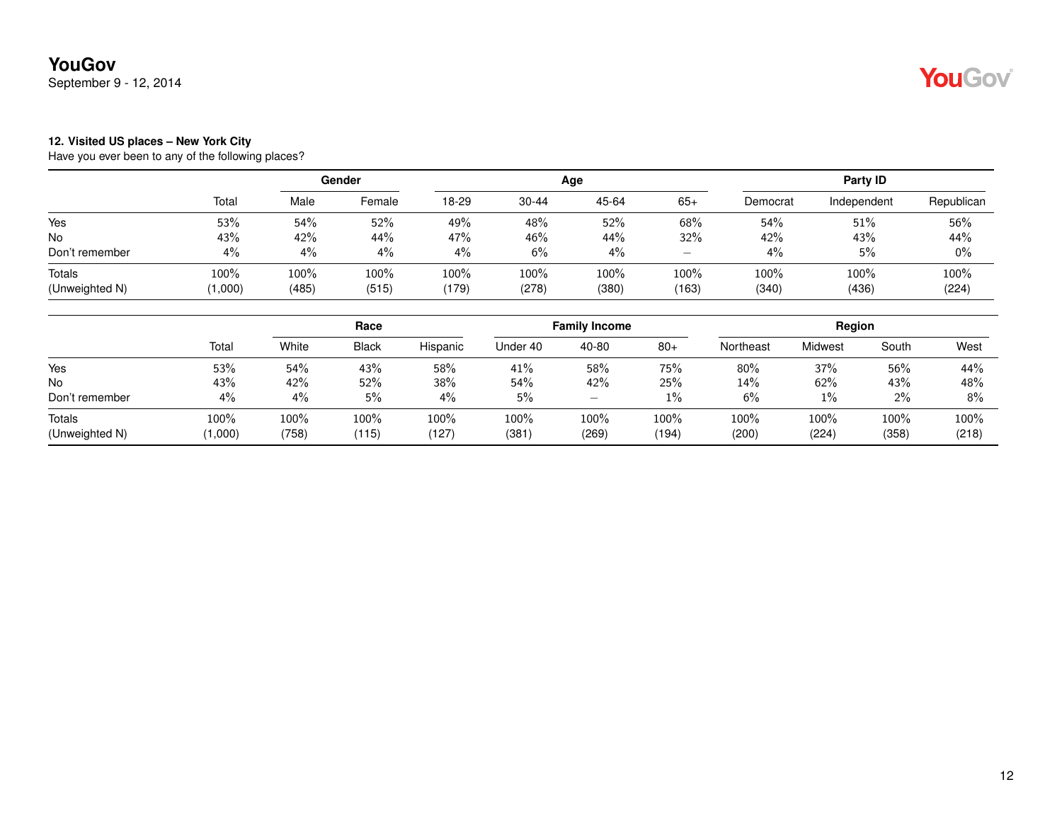**12. Visited US places – New York City**

Have you ever been to any of the following places?

| | Total | Gender | | Age | | | | Party ID | | |
|---|---|---|---|---|---|---|---|---|---|---|
| | | Male | Female | 18-29 | 30-44 | 45-64 | 65+ | Democrat | Independent | Republican |
| Yes | 53% | 54% | 52% | 49% | 48% | 52% | 68% | 54% | 51% | 56% |
| No | 43% | 42% | 44% | 47% | 46% | 44% | 32% | 42% | 43% | 44% |
| Don't remember | 4% | 4% | 4% | 4% | 6% | 4% | – | 4% | 5% | 0% |
| Totals | 100% | 100% | 100% | 100% | 100% | 100% | 100% | 100% | 100% | 100% |
| (Unweighted N) | (1,000) | (485) | (515) | (179) | (278) | (380) | (163) | (340) | (436) | (224) |

| | Total | Race | | | Family Income | | | Region | | | |
|---|---|---|---|---|---|---|---|---|---|---|---|
| | | White | Black | Hispanic | Under 40 | 40-80 | 80+ | Northeast | Midwest | South | West |
| Yes | 53% | 54% | 43% | 58% | 41% | 58% | 75% | 80% | 37% | 56% | 44% |
| No | 43% | 42% | 52% | 38% | 54% | 42% | 25% | 14% | 62% | 43% | 48% |
| Don't remember | 4% | 4% | 5% | 4% | 5% | – | 1% | 6% | 1% | 2% | 8% |
| Totals | 100% | 100% | 100% | 100% | 100% | 100% | 100% | 100% | 100% | 100% | 100% |
| (Unweighted N) | (1,000) | (758) | (115) | (127) | (381) | (269) | (194) | (200) | (224) | (358) | (218) |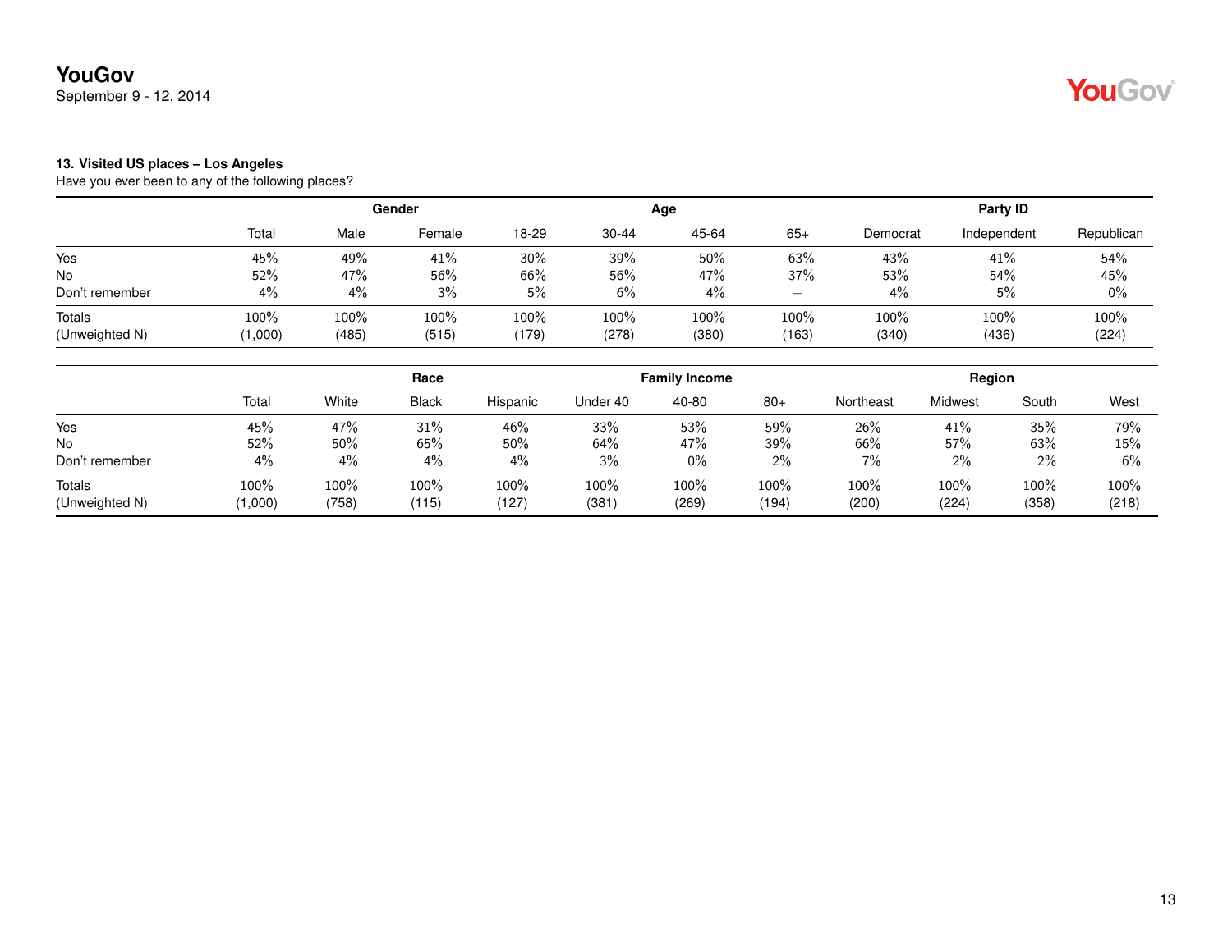**13. Visited US places – Los Angeles**

Have you ever been to any of the following places?

| | Total | Gender | | Age | | | | Party ID | | |
|---|---|---|---|---|---|---|---|---|---|---|
| | | Male | Female | 18-29 | 30-44 | 45-64 | 65+ | Democrat | Independent | Republican |
| Yes | 45% | 49% | 41% | 30% | 39% | 50% | 63% | 43% | 41% | 54% |
| No | 52% | 47% | 56% | 66% | 56% | 47% | 37% | 53% | 54% | 45% |
| Don't remember | 4% | 4% | 3% | 5% | 6% | 4% | – | 4% | 5% | 0% |
| Totals | 100% | 100% | 100% | 100% | 100% | 100% | 100% | 100% | 100% | 100% |
| (Unweighted N) | (1,000) | (485) | (515) | (179) | (278) | (380) | (163) | (340) | (436) | (224) |

| | Total | Race | | | Family Income | | | Region | | | |
|---|---|---|---|---|---|---|---|---|---|---|---|
| | | White | Black | Hispanic | Under 40 | 40-80 | 80+ | Northeast | Midwest | South | West |
| Yes | 45% | 47% | 31% | 46% | 33% | 53% | 59% | 26% | 41% | 35% | 79% |
| No | 52% | 50% | 65% | 50% | 64% | 47% | 39% | 66% | 57% | 63% | 15% |
| Don't remember | 4% | 4% | 4% | 4% | 3% | 0% | 2% | 7% | 2% | 2% | 6% |
| Totals | 100% | 100% | 100% | 100% | 100% | 100% | 100% | 100% | 100% | 100% | 100% |
| (Unweighted N) | (1,000) | (758) | (115) | (127) | (381) | (269) | (194) | (200) | (224) | (358) | (218) |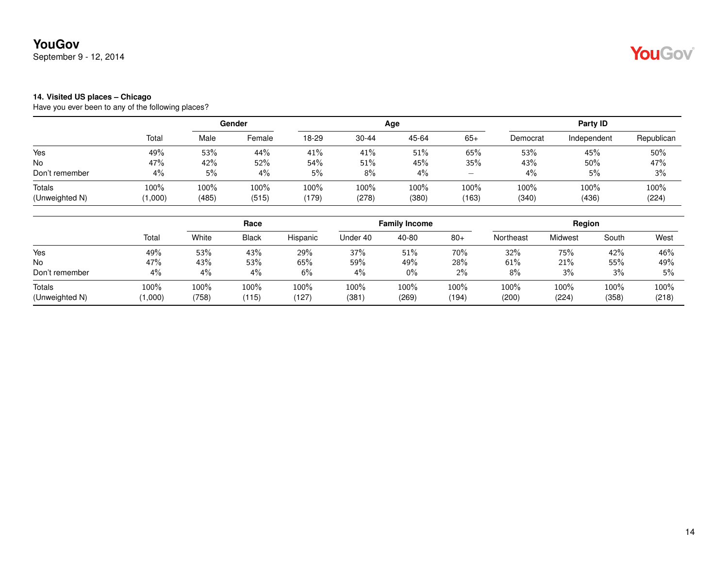**14. Visited US places – Chicago**

Have you ever been to any of the following places?

| | Total | Gender | | Age | | | | Party ID | | |
|---|---|---|---|---|---|---|---|---|---|---|
| | | Male | Female | 18-29 | 30-44 | 45-64 | 65+ | Democrat | Independent | Republican |
| Yes | 49% | 53% | 44% | 41% | 41% | 51% | 65% | 53% | 45% | 50% |
| No | 47% | 42% | 52% | 54% | 51% | 45% | 35% | 43% | 50% | 47% |
| Don't remember | 4% | 5% | 4% | 5% | 8% | 4% | – | 4% | 5% | 3% |
| Totals | 100% | 100% | 100% | 100% | 100% | 100% | 100% | 100% | 100% | 100% |
| (Unweighted N) | (1,000) | (485) | (515) | (179) | (278) | (380) | (163) | (340) | (436) | (224) |

| | Total | Race | | | Family Income | | | Region | | | |
|---|---|---|---|---|---|---|---|---|---|---|---|
| | | White | Black | Hispanic | Under 40 | 40-80 | 80+ | Northeast | Midwest | South | West |
| Yes | 49% | 53% | 43% | 29% | 37% | 51% | 70% | 32% | 75% | 42% | 46% |
| No | 47% | 43% | 53% | 65% | 59% | 49% | 28% | 61% | 21% | 55% | 49% |
| Don't remember | 4% | 4% | 4% | 6% | 4% | 0% | 2% | 8% | 3% | 3% | 5% |
| Totals | 100% | 100% | 100% | 100% | 100% | 100% | 100% | 100% | 100% | 100% | 100% |
| (Unweighted N) | (1,000) | (758) | (115) | (127) | (381) | (269) | (194) | (200) | (224) | (358) | (218) |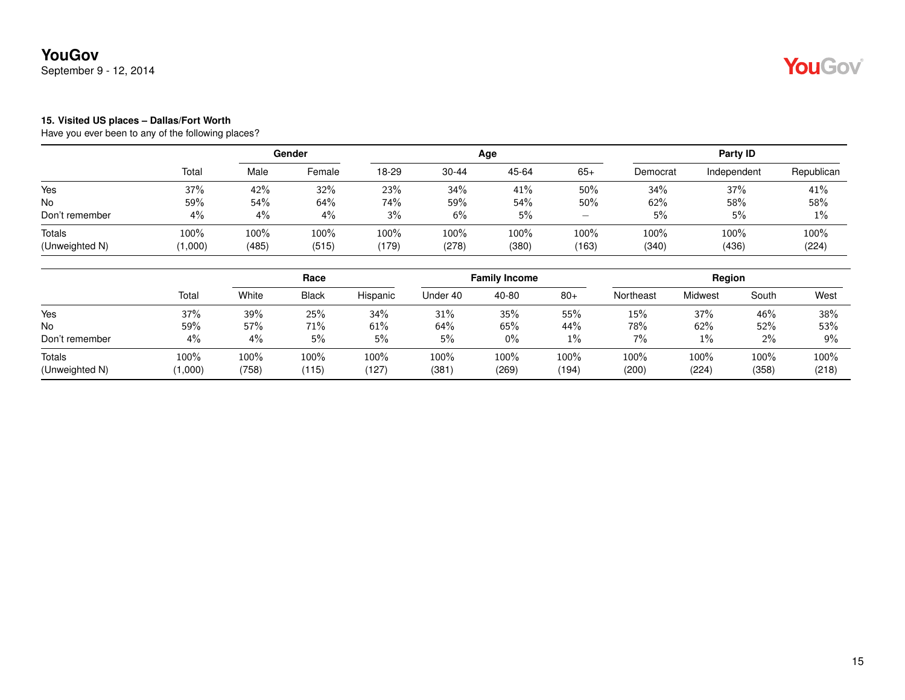YouGov
September 9 - 12, 2014

#### 15. Visited US places – Dallas/Fort Worth

Have you ever been to any of the following places?

| | | Gender | | Age | | | | Party ID | | |
|---|---|---|---|---|---|---|---|---|---|---|
| | Total | Male | Female | 18-29 | 30-44 | 45-64 | 65+ | Democrat | Independent | Republican |
| Yes | 37% | 42% | 32% | 23% | 34% | 41% | 50% | 34% | 37% | 41% |
| No | 59% | 54% | 64% | 74% | 59% | 54% | 50% | 62% | 58% | 58% |
| Don't remember | 4% | 4% | 4% | 3% | 6% | 5% | – | 5% | 5% | 1% |
| Totals | 100% | 100% | 100% | 100% | 100% | 100% | 100% | 100% | 100% | 100% |
| (Unweighted N) | (1,000) | (485) | (515) | (179) | (278) | (380) | (163) | (340) | (436) | (224) |

| | | Race | | | Family Income | | | Region | | | |
|---|---|---|---|---|---|---|---|---|---|---|---|
| | Total | White | Black | Hispanic | Under 40 | 40-80 | 80+ | Northeast | Midwest | South | West |
| Yes | 37% | 39% | 25% | 34% | 31% | 35% | 55% | 15% | 37% | 46% | 38% |
| No | 59% | 57% | 71% | 61% | 64% | 65% | 44% | 78% | 62% | 52% | 53% |
| Don't remember | 4% | 4% | 5% | 5% | 5% | 0% | 1% | 7% | 1% | 2% | 9% |
| Totals | 100% | 100% | 100% | 100% | 100% | 100% | 100% | 100% | 100% | 100% | 100% |
| (Unweighted N) | (1,000) | (758) | (115) | (127) | (381) | (269) | (194) | (200) | (224) | (358) | (218) |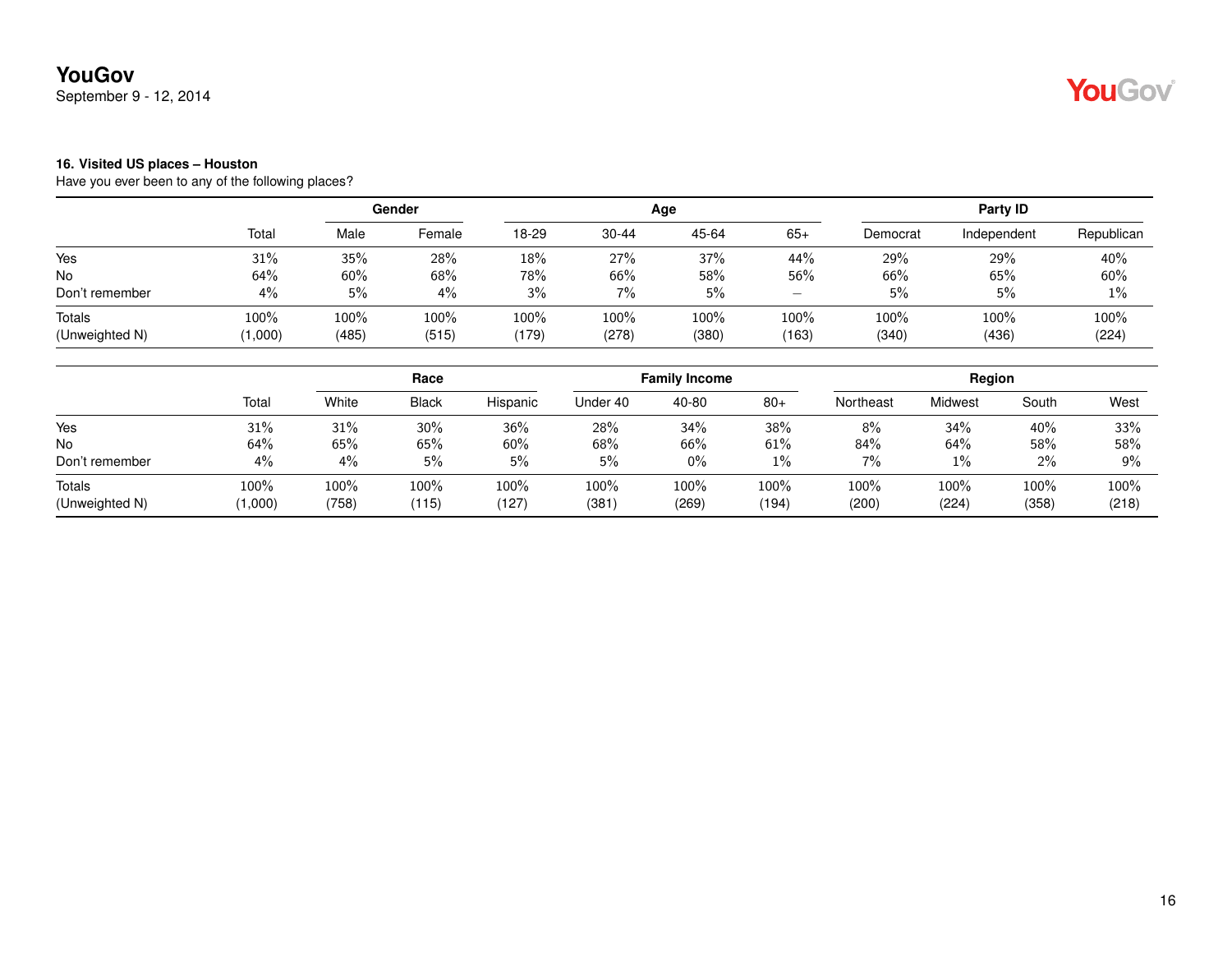**16. Visited US places – Houston**

Have you ever been to any of the following places?

| | | Gender | | Age | | | | Party ID | | |
|---|---|---|---|---|---|---|---|---|---|---|
| | Total | Male | Female | 18-29 | 30-44 | 45-64 | 65+ | Democrat | Independent | Republican |
| Yes | 31% | 35% | 28% | 18% | 27% | 37% | 44% | 29% | 29% | 40% |
| No | 64% | 60% | 68% | 78% | 66% | 58% | 56% | 66% | 65% | 60% |
| Don't remember | 4% | 5% | 4% | 3% | 7% | 5% | – | 5% | 5% | 1% |
| Totals | 100% | 100% | 100% | 100% | 100% | 100% | 100% | 100% | 100% | 100% |
| (Unweighted N) | (1,000) | (485) | (515) | (179) | (278) | (380) | (163) | (340) | (436) | (224) |

| | | Race | | | Family Income | | | Region | | | |
|---|---|---|---|---|---|---|---|---|---|---|---|
| | Total | White | Black | Hispanic | Under 40 | 40-80 | 80+ | Northeast | Midwest | South | West |
| Yes | 31% | 31% | 30% | 36% | 28% | 34% | 38% | 8% | 34% | 40% | 33% |
| No | 64% | 65% | 65% | 60% | 68% | 66% | 61% | 84% | 64% | 58% | 58% |
| Don't remember | 4% | 4% | 5% | 5% | 5% | 0% | 1% | 7% | 1% | 2% | 9% |
| Totals | 100% | 100% | 100% | 100% | 100% | 100% | 100% | 100% | 100% | 100% | 100% |
| (Unweighted N) | (1,000) | (758) | (115) | (127) | (381) | (269) | (194) | (200) | (224) | (358) | (218) |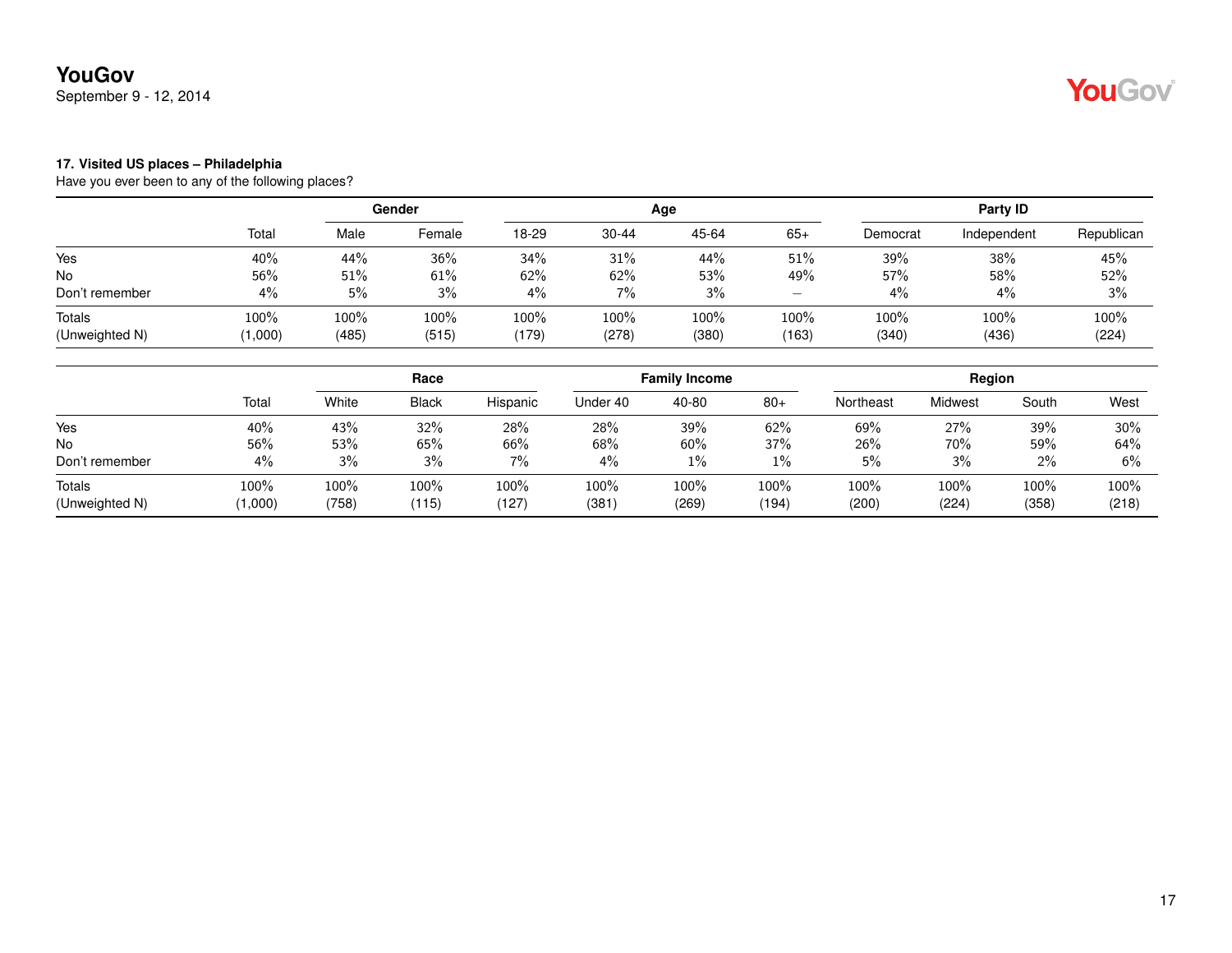**17. Visited US places – Philadelphia**

Have you ever been to any of the following places?

| | | Gender | | Age | | | | Party ID | | |
|---|---|---|---|---|---|---|---|---|---|---|
| | Total | Male | Female | 18-29 | 30-44 | 45-64 | 65+ | Democrat | Independent | Republican |
| Yes | 40% | 44% | 36% | 34% | 31% | 44% | 51% | 39% | 38% | 45% |
| No | 56% | 51% | 61% | 62% | 62% | 53% | 49% | 57% | 58% | 52% |
| Don't remember | 4% | 5% | 3% | 4% | 7% | 3% | – | 4% | 4% | 3% |
| Totals | 100% | 100% | 100% | 100% | 100% | 100% | 100% | 100% | 100% | 100% |
| (Unweighted N) | (1,000) | (485) | (515) | (179) | (278) | (380) | (163) | (340) | (436) | (224) |

| | | Race | | | Family Income | | | Region | | | |
|---|---|---|---|---|---|---|---|---|---|---|---|
| | Total | White | Black | Hispanic | Under 40 | 40-80 | 80+ | Northeast | Midwest | South | West |
| Yes | 40% | 43% | 32% | 28% | 28% | 39% | 62% | 69% | 27% | 39% | 30% |
| No | 56% | 53% | 65% | 66% | 68% | 60% | 37% | 26% | 70% | 59% | 64% |
| Don't remember | 4% | 3% | 3% | 7% | 4% | 1% | 1% | 5% | 3% | 2% | 6% |
| Totals | 100% | 100% | 100% | 100% | 100% | 100% | 100% | 100% | 100% | 100% | 100% |
| (Unweighted N) | (1,000) | (758) | (115) | (127) | (381) | (269) | (194) | (200) | (224) | (358) | (218) |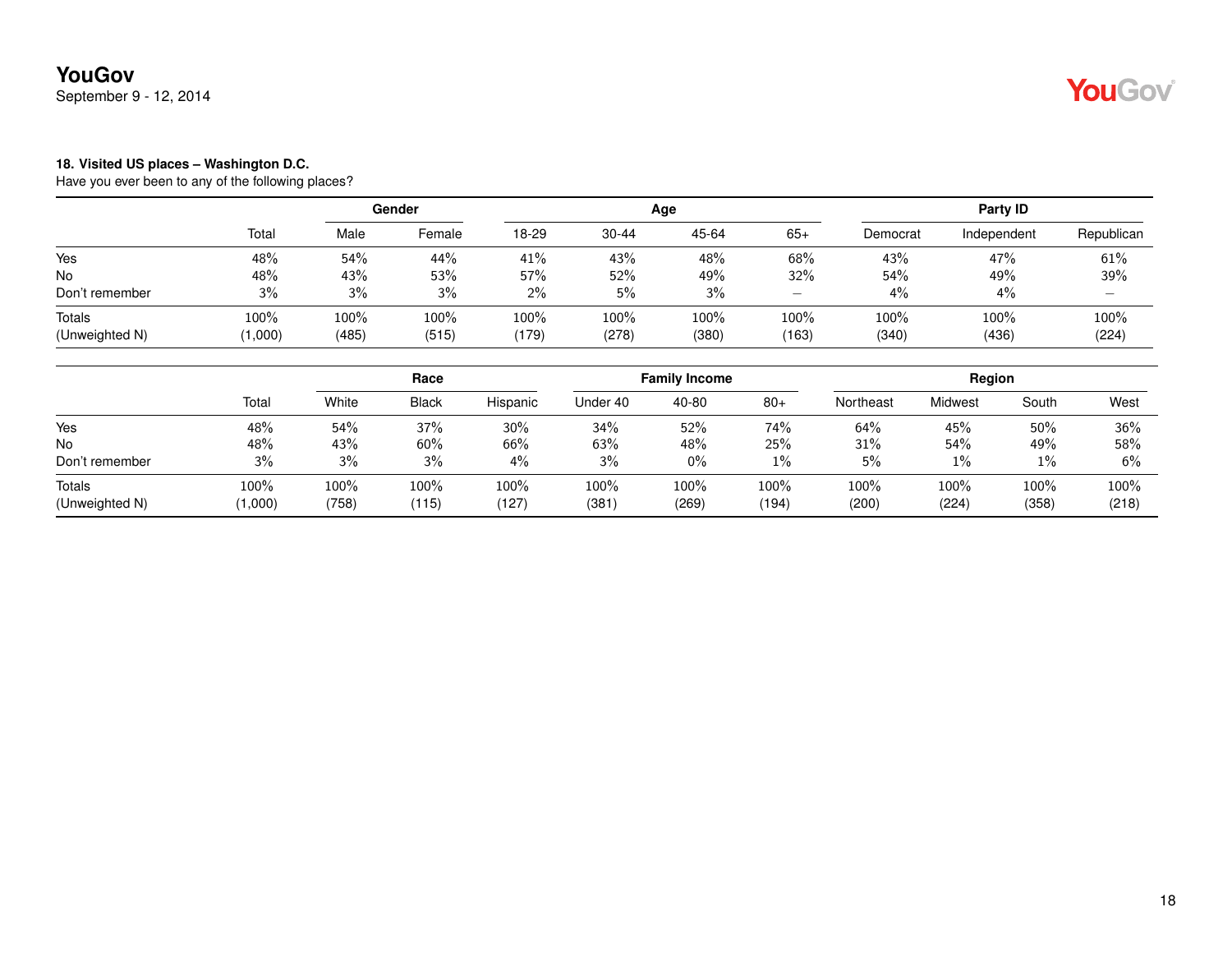**YouGov**
September 9 - 12, 2014

**18. Visited US places – Washington D.C.**
Have you ever been to any of the following places?

| | | Gender | | Age | | | | Party ID | | |
|---|---|---|---|---|---|---|---|---|---|---|
| | Total | Male | Female | 18-29 | 30-44 | 45-64 | 65+ | Democrat | Independent | Republican |
| Yes | 48% | 54% | 44% | 41% | 43% | 48% | 68% | 43% | 47% | 61% |
| No | 48% | 43% | 53% | 57% | 52% | 49% | 32% | 54% | 49% | 39% |
| Don't remember | 3% | 3% | 3% | 2% | 5% | 3% | – | 4% | 4% | – |
| Totals | 100% | 100% | 100% | 100% | 100% | 100% | 100% | 100% | 100% | 100% |
| (Unweighted N) | (1,000) | (485) | (515) | (179) | (278) | (380) | (163) | (340) | (436) | (224) |

| | | Race | | | Family Income | | | Region | | | |
|---|---|---|---|---|---|---|---|---|---|---|---|
| | Total | White | Black | Hispanic | Under 40 | 40-80 | 80+ | Northeast | Midwest | South | West |
| Yes | 48% | 54% | 37% | 30% | 34% | 52% | 74% | 64% | 45% | 50% | 36% |
| No | 48% | 43% | 60% | 66% | 63% | 48% | 25% | 31% | 54% | 49% | 58% |
| Don't remember | 3% | 3% | 3% | 4% | 3% | 0% | 1% | 5% | 1% | 1% | 6% |
| Totals | 100% | 100% | 100% | 100% | 100% | 100% | 100% | 100% | 100% | 100% | 100% |
| (Unweighted N) | (1,000) | (758) | (115) | (127) | (381) | (269) | (194) | (200) | (224) | (358) | (218) |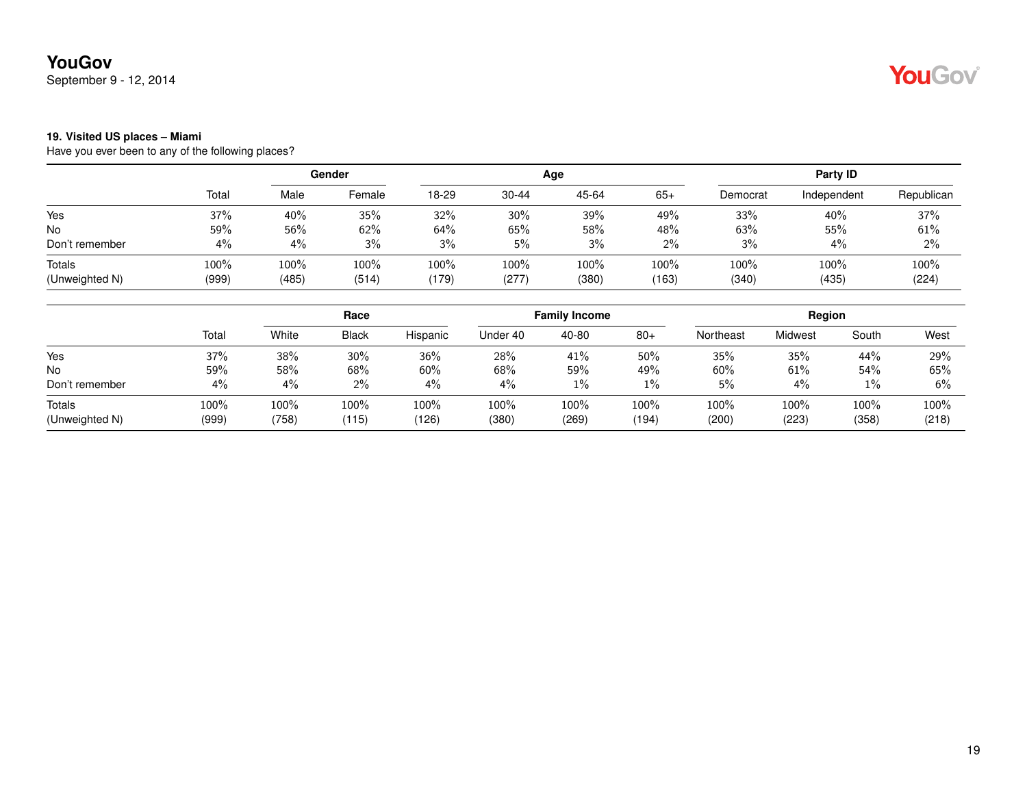**19. Visited US places – Miami**

Have you ever been to any of the following places?

| | | Gender | | Age | | | | Party ID | | |
|---|---|---|---|---|---|---|---|---|---|---|
| | Total | Male | Female | 18-29 | 30-44 | 45-64 | 65+ | Democrat | Independent | Republican |
| Yes | 37% | 40% | 35% | 32% | 30% | 39% | 49% | 33% | 40% | 37% |
| No | 59% | 56% | 62% | 64% | 65% | 58% | 48% | 63% | 55% | 61% |
| Don't remember | 4% | 4% | 3% | 3% | 5% | 3% | 2% | 3% | 4% | 2% |
| Totals | 100% | 100% | 100% | 100% | 100% | 100% | 100% | 100% | 100% | 100% |
| (Unweighted N) | (999) | (485) | (514) | (179) | (277) | (380) | (163) | (340) | (435) | (224) |

| | | Race | | | Family Income | | | Region | | | |
|---|---|---|---|---|---|---|---|---|---|---|---|
| | Total | White | Black | Hispanic | Under 40 | 40-80 | 80+ | Northeast | Midwest | South | West |
| Yes | 37% | 38% | 30% | 36% | 28% | 41% | 50% | 35% | 35% | 44% | 29% |
| No | 59% | 58% | 68% | 60% | 68% | 59% | 49% | 60% | 61% | 54% | 65% |
| Don't remember | 4% | 4% | 2% | 4% | 4% | 1% | 1% | 5% | 4% | 1% | 6% |
| Totals | 100% | 100% | 100% | 100% | 100% | 100% | 100% | 100% | 100% | 100% | 100% |
| (Unweighted N) | (999) | (758) | (115) | (126) | (380) | (269) | (194) | (200) | (223) | (358) | (218) |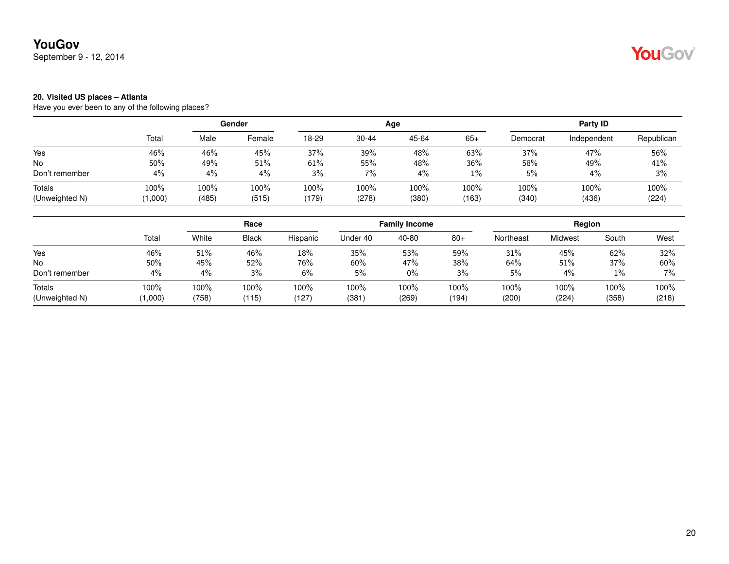**20. Visited US places – Atlanta**

Have you ever been to any of the following places?

| | Total | Gender | | Age | | | | Party ID | | |
|---|---|---|---|---|---|---|---|---|---|---|
| | | Male | Female | 18-29 | 30-44 | 45-64 | 65+ | Democrat | Independent | Republican |
| Yes | 46% | 46% | 45% | 37% | 39% | 48% | 63% | 37% | 47% | 56% |
| No | 50% | 49% | 51% | 61% | 55% | 48% | 36% | 58% | 49% | 41% |
| Don't remember | 4% | 4% | 4% | 3% | 7% | 4% | 1% | 5% | 4% | 3% |
| Totals | 100% | 100% | 100% | 100% | 100% | 100% | 100% | 100% | 100% | 100% |
| (Unweighted N) | (1,000) | (485) | (515) | (179) | (278) | (380) | (163) | (340) | (436) | (224) |

| | Total | Race | | | Family Income | | | Region | | | |
|---|---|---|---|---|---|---|---|---|---|---|---|
| | | White | Black | Hispanic | Under 40 | 40-80 | 80+ | Northeast | Midwest | South | West |
| Yes | 46% | 51% | 46% | 18% | 35% | 53% | 59% | 31% | 45% | 62% | 32% |
| No | 50% | 45% | 52% | 76% | 60% | 47% | 38% | 64% | 51% | 37% | 60% |
| Don't remember | 4% | 4% | 3% | 6% | 5% | 0% | 3% | 5% | 4% | 1% | 7% |
| Totals | 100% | 100% | 100% | 100% | 100% | 100% | 100% | 100% | 100% | 100% | 100% |
| (Unweighted N) | (1,000) | (758) | (115) | (127) | (381) | (269) | (194) | (200) | (224) | (358) | (218) |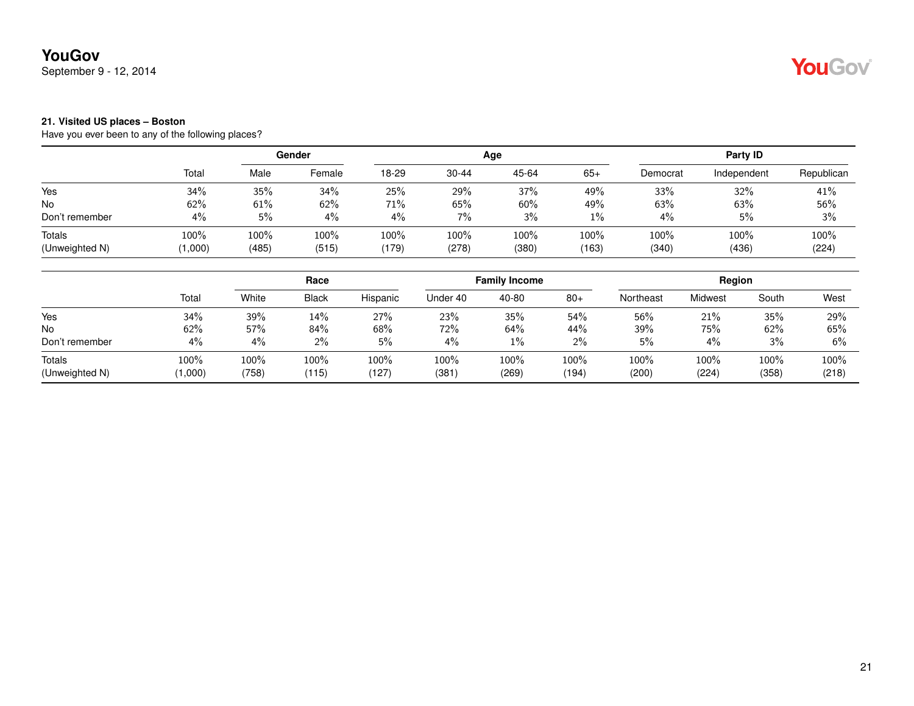**21. Visited US places – Boston**

Have you ever been to any of the following places?

| | | Gender | | Age | | | | Party ID | | |
|---|---|---|---|---|---|---|---|---|---|---|
| | Total | Male | Female | 18-29 | 30-44 | 45-64 | 65+ | Democrat | Independent | Republican |
| Yes | 34% | 35% | 34% | 25% | 29% | 37% | 49% | 33% | 32% | 41% |
| No | 62% | 61% | 62% | 71% | 65% | 60% | 49% | 63% | 63% | 56% |
| Don't remember | 4% | 5% | 4% | 4% | 7% | 3% | 1% | 4% | 5% | 3% |
| Totals | 100% | 100% | 100% | 100% | 100% | 100% | 100% | 100% | 100% | 100% |
| (Unweighted N) | (1,000) | (485) | (515) | (179) | (278) | (380) | (163) | (340) | (436) | (224) |

| | | Race | | | Family Income | | | Region | | | |
|---|---|---|---|---|---|---|---|---|---|---|---|
| | Total | White | Black | Hispanic | Under 40 | 40-80 | 80+ | Northeast | Midwest | South | West |
| Yes | 34% | 39% | 14% | 27% | 23% | 35% | 54% | 56% | 21% | 35% | 29% |
| No | 62% | 57% | 84% | 68% | 72% | 64% | 44% | 39% | 75% | 62% | 65% |
| Don't remember | 4% | 4% | 2% | 5% | 4% | 1% | 2% | 5% | 4% | 3% | 6% |
| Totals | 100% | 100% | 100% | 100% | 100% | 100% | 100% | 100% | 100% | 100% | 100% |
| (Unweighted N) | (1,000) | (758) | (115) | (127) | (381) | (269) | (194) | (200) | (224) | (358) | (218) |